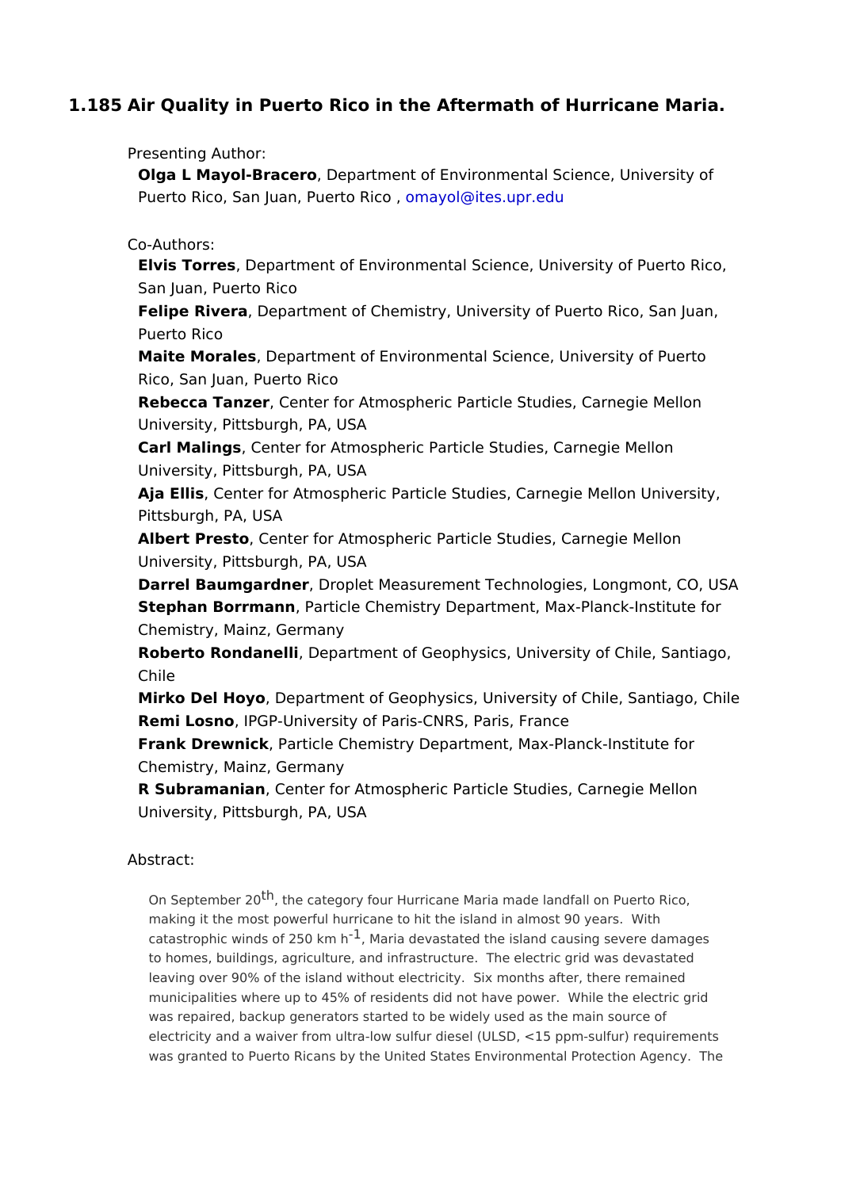# 1.185 Air Quality in Puerto Rico in the Aftermath of Hurricane Maria.

Presenting Author:

**Olga L Mayol-Bracero**, Department of Environmental Science, University of Puerto Rico, San Juan, Puerto Rico , omayol@ites.upr.edu

Co-Authors:

**Elvis Torres**, Department of Environmental Science, University of Puerto Rico, San Juan, Puerto Rico
**Felipe Rivera**, Department of Chemistry, University of Puerto Rico, San Juan, Puerto Rico
**Maite Morales**, Department of Environmental Science, University of Puerto Rico, San Juan, Puerto Rico
**Rebecca Tanzer**, Center for Atmospheric Particle Studies, Carnegie Mellon University, Pittsburgh, PA, USA
**Carl Malings**, Center for Atmospheric Particle Studies, Carnegie Mellon University, Pittsburgh, PA, USA
**Aja Ellis**, Center for Atmospheric Particle Studies, Carnegie Mellon University, Pittsburgh, PA, USA
**Albert Presto**, Center for Atmospheric Particle Studies, Carnegie Mellon University, Pittsburgh, PA, USA
**Darrel Baumgardner**, Droplet Measurement Technologies, Longmont, CO, USA
**Stephan Borrmann**, Particle Chemistry Department, Max-Planck-Institute for Chemistry, Mainz, Germany
**Roberto Rondanelli**, Department of Geophysics, University of Chile, Santiago, Chile
**Mirko Del Hoyo**, Department of Geophysics, University of Chile, Santiago, Chile
**Remi Losno**, IPGP-University of Paris-CNRS, Paris, France
**Frank Drewnick**, Particle Chemistry Department, Max-Planck-Institute for Chemistry, Mainz, Germany
**R Subramanian**, Center for Atmospheric Particle Studies, Carnegie Mellon University, Pittsburgh, PA, USA

Abstract:

On September 20th, the category four Hurricane Maria made landfall on Puerto Rico, making it the most powerful hurricane to hit the island in almost 90 years. With catastrophic winds of 250 km $h^{-1}$, Maria devastated the island causing severe damages to homes, buildings, agriculture, and infrastructure. The electric grid was devastated leaving over 90% of the island without electricity. Six months after, there remained municipalities where up to 45% of residents did not have power. While the electric grid was repaired, backup generators started to be widely used as the main source of electricity and a waiver from ultra-low sulfur diesel (ULSD, <15 ppm-sulfur) requirements was granted to Puerto Ricans by the United States Environmental Protection Agency. The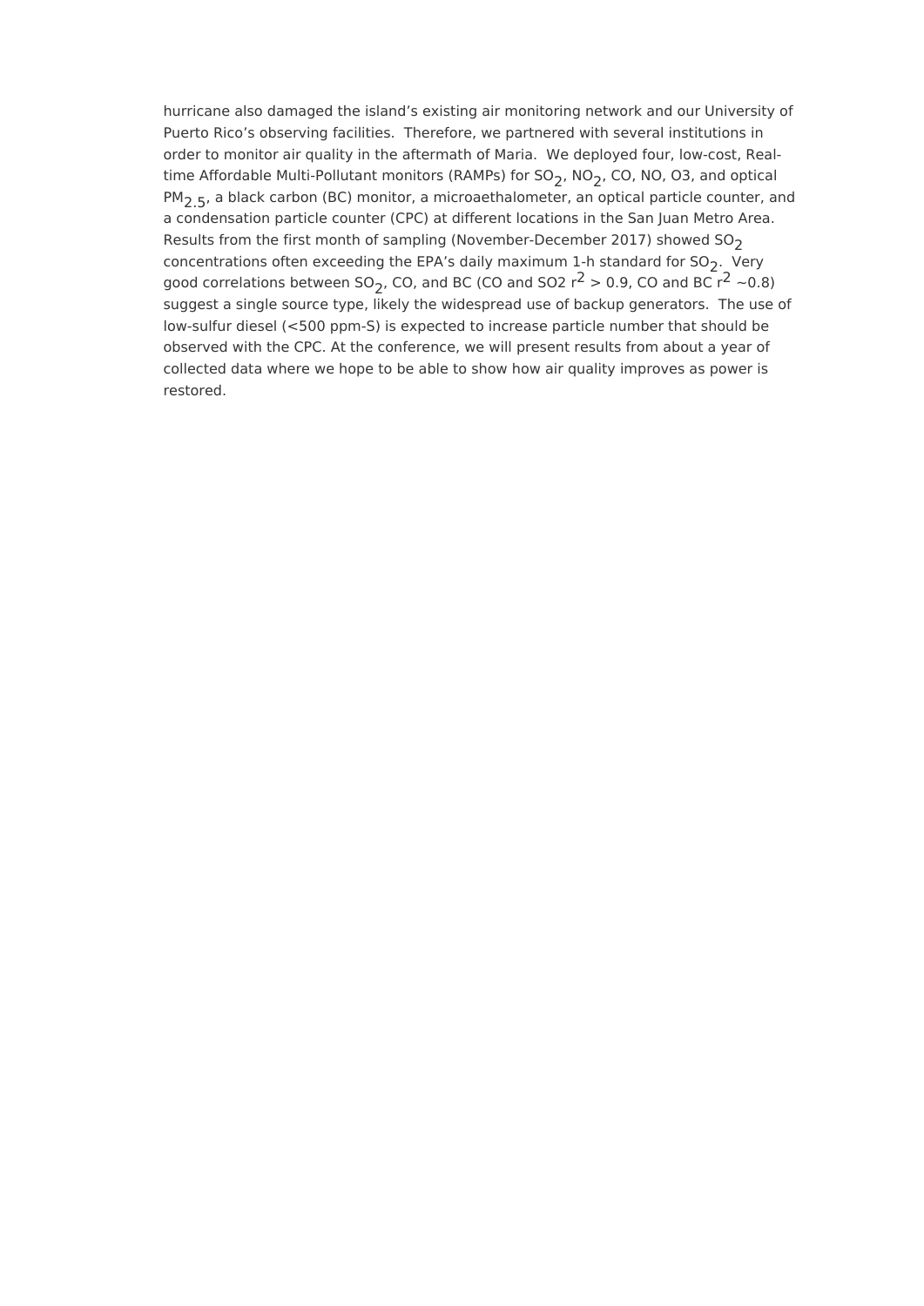hurricane also damaged the island's existing air monitoring network and our University of Puerto Rico's observing facilities. Therefore, we partnered with several institutions in order to monitor air quality in the aftermath of Maria. We deployed four, low-cost, Real-time Affordable Multi-Pollutant monitors (RAMPs) for $SO_2$, $NO_2$, CO, NO, O3, and optical $PM_{2.5}$, a black carbon (BC) monitor, a microaethalometer, an optical particle counter, and a condensation particle counter (CPC) at different locations in the San Juan Metro Area. Results from the first month of sampling (November-December 2017) showed $SO_2$ concentrations often exceeding the EPA's daily maximum 1-h standard for $SO_2$. Very good correlations between $SO_2$, CO, and BC (CO and SO2 $r^2 > 0.9$, CO and BC $r^2 \sim 0.8$) suggest a single source type, likely the widespread use of backup generators. The use of low-sulfur diesel (<500 ppm-S) is expected to increase particle number that should be observed with the CPC. At the conference, we will present results from about a year of collected data where we hope to be able to show how air quality improves as power is restored.